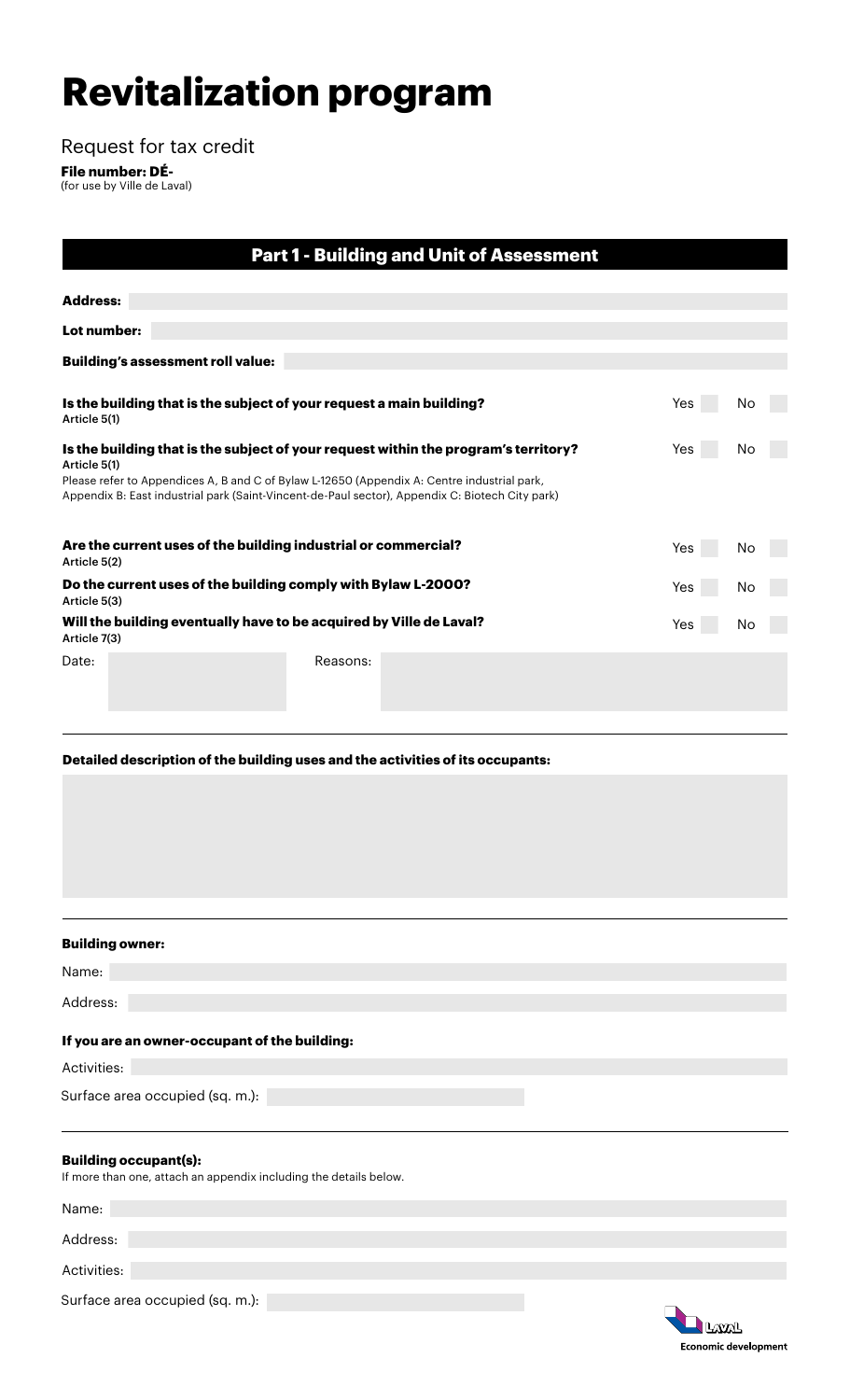# Revitalization program

Request for tax credit

**File number: DÉ-**
(for use by Ville de Laval)

## Part 1 - Building and Unit of Assessment

**Address:**

**Lot number:**

**Building's assessment roll value:**

**Is the building that is the subject of your request a main building?** Yes ☐ No ☐
Article 5(1)

**Is the building that is the subject of your request within the program's territory?** Yes ☐ No ☐
Article 5(1)
Please refer to Appendices A, B and C of Bylaw L-12650 (Appendix A: Centre industrial park, Appendix B: East industrial park (Saint-Vincent-de-Paul sector), Appendix C: Biotech City park)

**Are the current uses of the building industrial or commercial?** Yes ☐ No ☐
Article 5(2)

**Do the current uses of the building comply with Bylaw L-2000?** Yes ☐ No ☐
Article 5(3)

**Will the building eventually have to be acquired by Ville de Laval?** Yes ☐ No ☐
Article 7(3)

Date: Reasons:

**Detailed description of the building uses and the activities of its occupants:**

**Building owner:**

Name:

Address:

**If you are an owner-occupant of the building:**

Activities:

Surface area occupied (sq. m.):

**Building occupant(s):**
If more than one, attach an appendix including the details below.

Name:

Address:

Activities:

Surface area occupied (sq. m.):

Laval
Economic development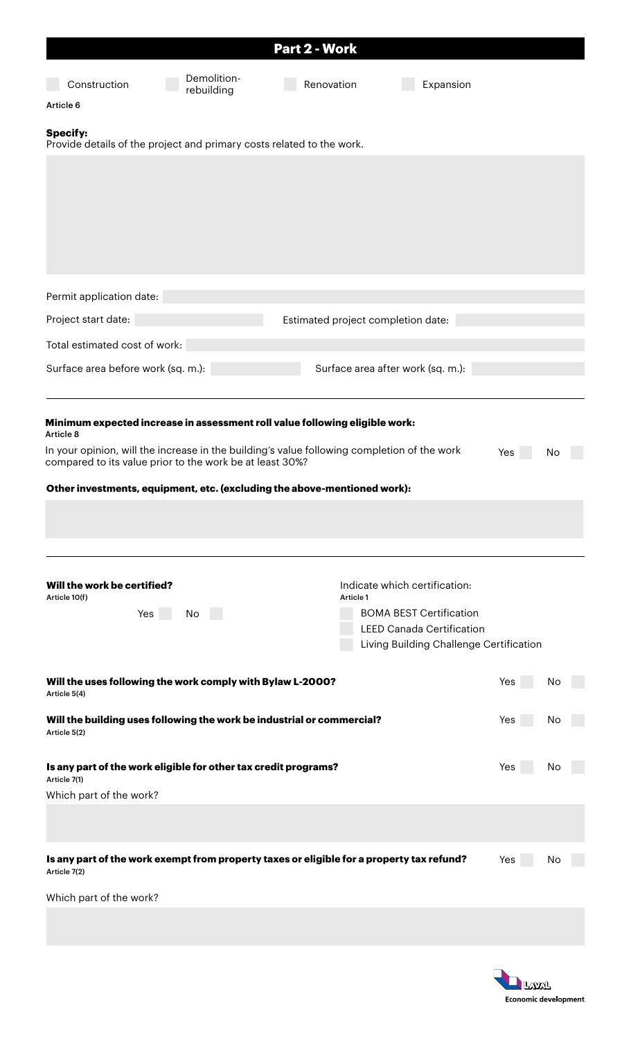## Part 2 - Work

☐ Construction ☐ Demolition-rebuilding ☐ Renovation ☐ Expansion

Article 6

**Specify:**
Provide details of the project and primary costs related to the work.

Permit application date:

Project start date: Estimated project completion date:

Total estimated cost of work:

Surface area before work (sq. m.): Surface area after work (sq. m.):

---

**Minimum expected increase in assessment roll value following eligible work:**
Article 8

In your opinion, will the increase in the building's value following completion of the work compared to its value prior to the work be at least 30%? Yes ☐ No ☐

**Other investments, equipment, etc. (excluding the above-mentioned work):**

---

**Will the work be certified?**
Article 10(f)

Yes ☐ No ☐

Indicate which certification:
Article 1

☐ BOMA BEST Certification
☐ LEED Canada Certification
☐ Living Building Challenge Certification

**Will the uses following the work comply with Bylaw L-2000?** Yes ☐ No ☐
Article 5(4)

**Will the building uses following the work be industrial or commercial?** Yes ☐ No ☐
Article 5(2)

**Is any part of the work eligible for other tax credit programs?** Yes ☐ No ☐
Article 7(1)

Which part of the work?

**Is any part of the work exempt from property taxes or eligible for a property tax refund?** Yes ☐ No ☐
Article 7(2)

Which part of the work?

Laval Economic development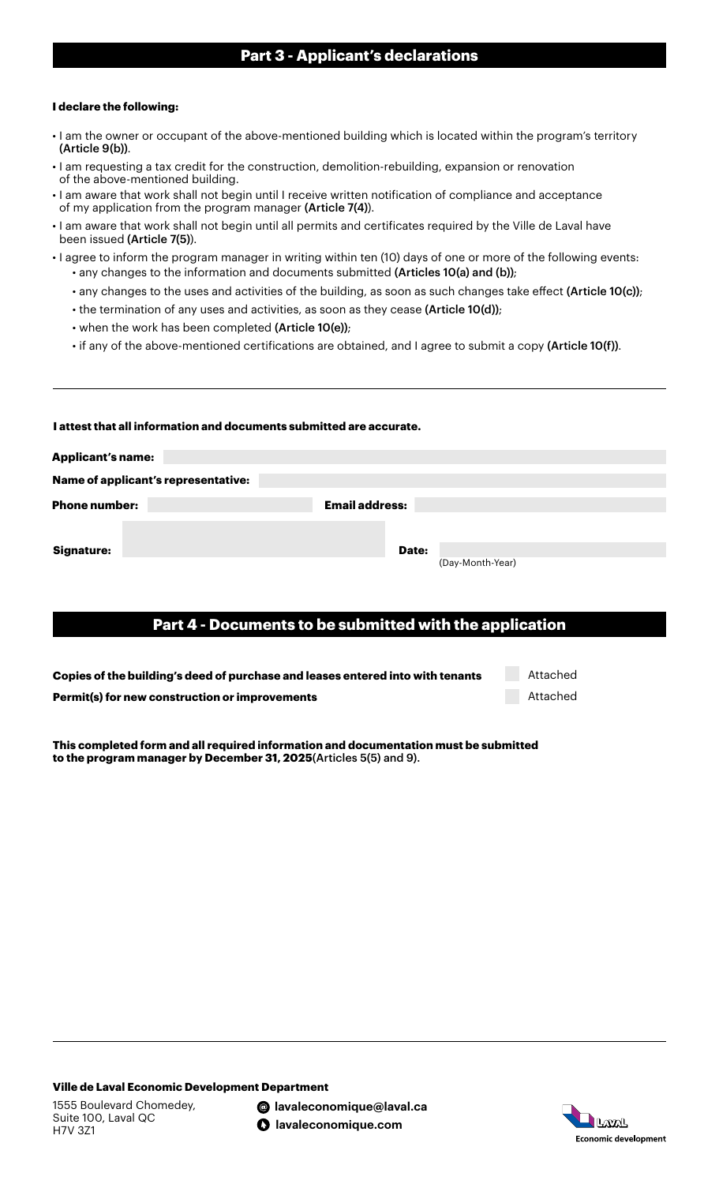## Part 3 - Applicant's declarations

**I declare the following:**

- I am the owner or occupant of the above-mentioned building which is located within the program's territory **(Article 9(b))**.
- I am requesting a tax credit for the construction, demolition-rebuilding, expansion or renovation of the above-mentioned building.
- I am aware that work shall not begin until I receive written notification of compliance and acceptance of my application from the program manager **(Article 7(4))**.
- I am aware that work shall not begin until all permits and certificates required by the Ville de Laval have been issued **(Article 7(5))**.
- I agree to inform the program manager in writing within ten (10) days of one or more of the following events:
  - any changes to the information and documents submitted **(Articles 10(a) and (b))**;
  - any changes to the uses and activities of the building, as soon as such changes take effect **(Article 10(c))**;
  - the termination of any uses and activities, as soon as they cease **(Article 10(d))**;
  - when the work has been completed **(Article 10(e))**;
  - if any of the above-mentioned certifications are obtained, and I agree to submit a copy **(Article 10(f))**.

**I attest that all information and documents submitted are accurate.**

**Applicant's name:**

**Name of applicant's representative:**

**Phone number:** **Email address:**

**Signature:** **Date:** (Day-Month-Year)

## Part 4 - Documents to be submitted with the application

**Copies of the building's deed of purchase and leases entered into with tenants** Attached

**Permit(s) for new construction or improvements** Attached

**This completed form and all required information and documentation must be submitted to the program manager by December 31, 2025** (Articles 5(5) and 9).

**Ville de Laval Economic Development Department**

1555 Boulevard Chomedey,
Suite 100, Laval QC
H7V 3Z1

lavaleconomique@laval.ca
lavaleconomique.com

Laval Economic development